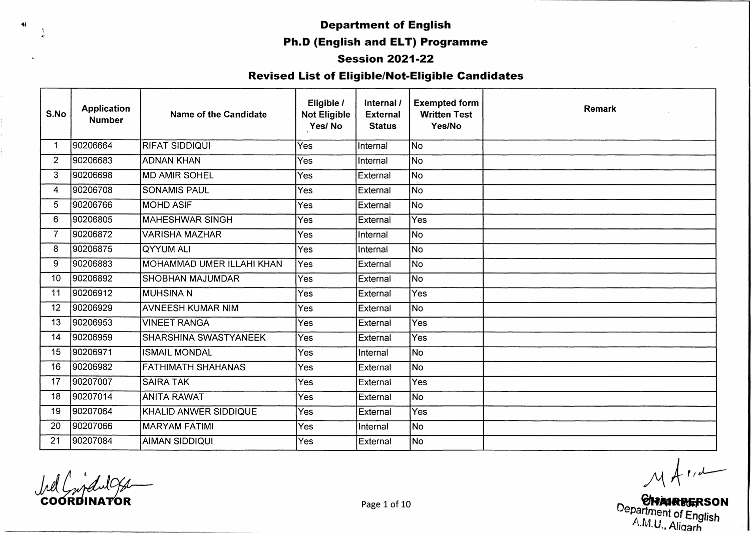# Department of English

## Ph.D (English and ELT) Programme

## Session 2021-22

## Revised List of Eligible/Not-Eligible Candidates

| S.No | Application Number | Name of the Candidate | Eligible / Not Eligible Yes/ No | Internal / External Status | Exempted form Written Test Yes/No | Remark |
|---|---|---|---|---|---|---|
| 1 | 90206664 | RIFAT SIDDIQUI | Yes | Internal | No | |
| 2 | 90206683 | ADNAN KHAN | Yes | Internal | No | |
| 3 | 90206698 | MD AMIR SOHEL | Yes | External | No | |
| 4 | 90206708 | SONAMIS PAUL | Yes | External | No | |
| 5 | 90206766 | MOHD ASIF | Yes | External | No | |
| 6 | 90206805 | MAHESHWAR SINGH | Yes | External | Yes | |
| 7 | 90206872 | VARISHA MAZHAR | Yes | Internal | No | |
| 8 | 90206875 | QYYUM ALI | Yes | Internal | No | |
| 9 | 90206883 | MOHAMMAD UMER ILLAHI KHAN | Yes | External | No | |
| 10 | 90206892 | SHOBHAN MAJUMDAR | Yes | External | No | |
| 11 | 90206912 | MUHSINA N | Yes | External | Yes | |
| 12 | 90206929 | AVNEESH KUMAR NIM | Yes | External | No | |
| 13 | 90206953 | VINEET RANGA | Yes | External | Yes | |
| 14 | 90206959 | SHARSHINA SWASTYANEEK | Yes | External | Yes | |
| 15 | 90206971 | ISMAIL MONDAL | Yes | Internal | No | |
| 16 | 90206982 | FATHIMATH SHAHANAS | Yes | External | No | |
| 17 | 90207007 | SAIRA TAK | Yes | External | Yes | |
| 18 | 90207014 | ANITA RAWAT | Yes | External | No | |
| 19 | 90207064 | KHALID ANWER SIDDIQUE | Yes | External | Yes | |
| 20 | 90207066 | MARYAM FATIMI | Yes | Internal | No | |
| 21 | 90207084 | AIMAN SIDDIQUI | Yes | External | No | |

COORDINATOR

CHAIRPERSON
Department of English
A.M.U., Aligarh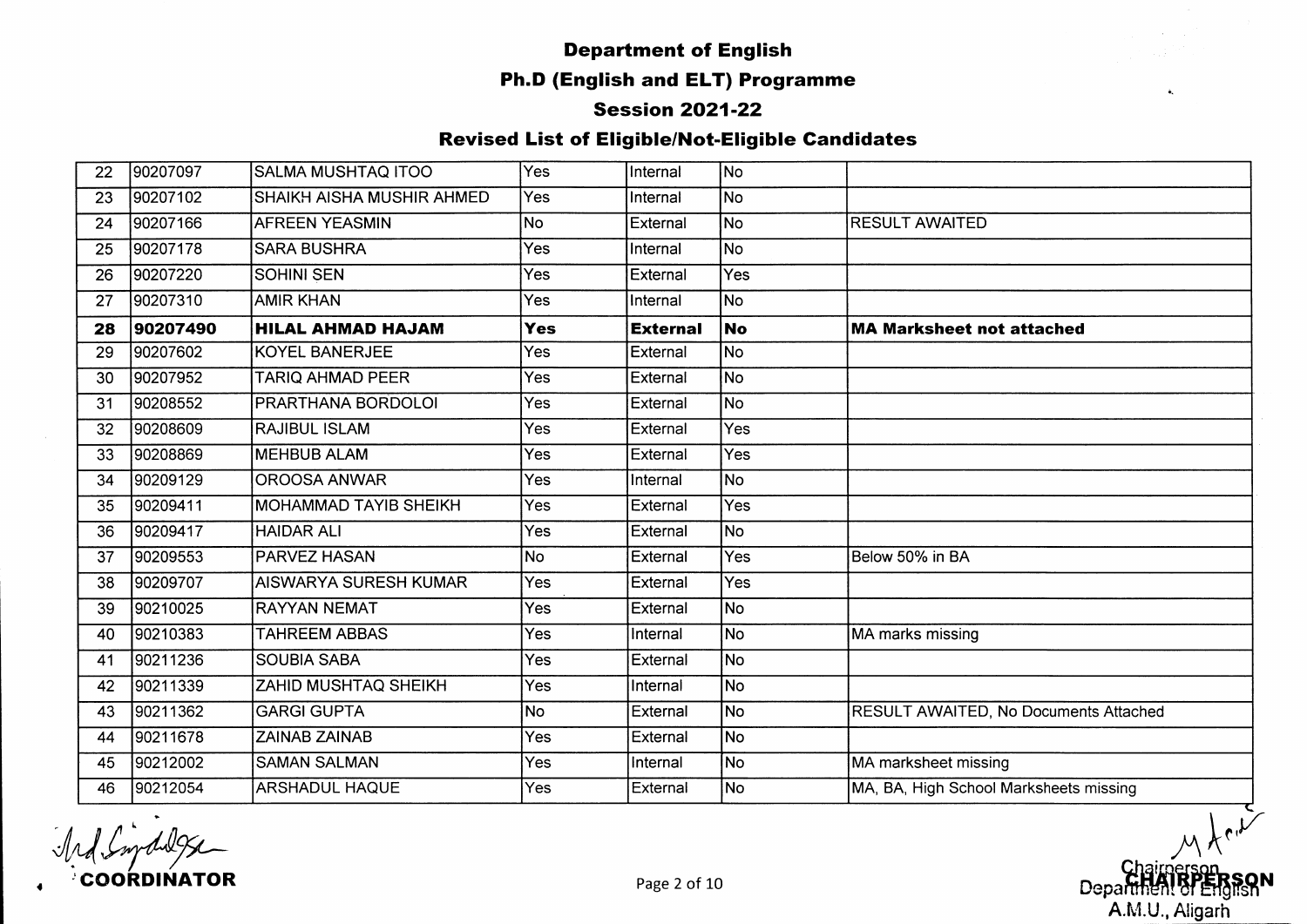# Department of English

## Ph.D (English and ELT) Programme

### Session 2021-22

### Revised List of Eligible/Not-Eligible Candidates

| | | | | | | |
|---|---|---|---|---|---|---|
| 22 | 90207097 | SALMA MUSHTAQ ITOO | Yes | Internal | No | |
| 23 | 90207102 | SHAIKH AISHA MUSHIR AHMED | Yes | Internal | No | |
| 24 | 90207166 | AFREEN YEASMIN | No | External | No | RESULT AWAITED |
| 25 | 90207178 | SARA BUSHRA | Yes | Internal | No | |
| 26 | 90207220 | SOHINI SEN | Yes | External | Yes | |
| 27 | 90207310 | AMIR KHAN | Yes | Internal | No | |
| **28** | **90207490** | **HILAL AHMAD HAJAM** | **Yes** | **External** | **No** | **MA Marksheet not attached** |
| 29 | 90207602 | KOYEL BANERJEE | Yes | External | No | |
| 30 | 90207952 | TARIQ AHMAD PEER | Yes | External | No | |
| 31 | 90208552 | PRARTHANA BORDOLOI | Yes | External | No | |
| 32 | 90208609 | RAJIBUL ISLAM | Yes | External | Yes | |
| 33 | 90208869 | MEHBUB ALAM | Yes | External | Yes | |
| 34 | 90209129 | OROOSA ANWAR | Yes | Internal | No | |
| 35 | 90209411 | MOHAMMAD TAYIB SHEIKH | Yes | External | Yes | |
| 36 | 90209417 | HAIDAR ALI | Yes | External | No | |
| 37 | 90209553 | PARVEZ HASAN | No | External | Yes | Below 50% in BA |
| 38 | 90209707 | AISWARYA SURESH KUMAR | Yes | External | Yes | |
| 39 | 90210025 | RAYYAN NEMAT | Yes | External | No | |
| 40 | 90210383 | TAHREEM ABBAS | Yes | Internal | No | MA marks missing |
| 41 | 90211236 | SOUBIA SABA | Yes | External | No | |
| 42 | 90211339 | ZAHID MUSHTAQ SHEIKH | Yes | Internal | No | |
| 43 | 90211362 | GARGI GUPTA | No | External | No | RESULT AWAITED, No Documents Attached |
| 44 | 90211678 | ZAINAB ZAINAB | Yes | External | No | |
| 45 | 90212002 | SAMAN SALMAN | Yes | Internal | No | MA marksheet missing |
| 46 | 90212054 | ARSHADUL HAQUE | Yes | External | No | MA, BA, High School Marksheets missing |

**COORDINATOR**

**CHAIRPERSON**

Chairperson
Department of English
A.M.U., Aligarh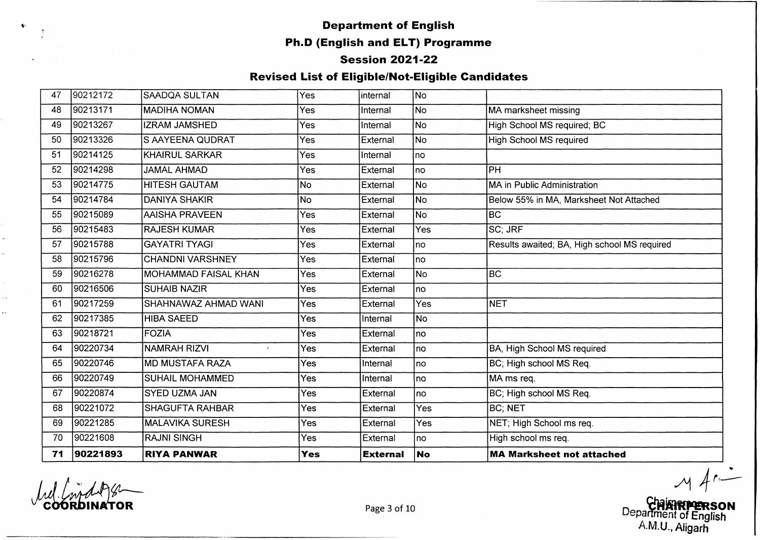# Department of English

## Ph.D (English and ELT) Programme

## Session 2021-22

## Revised List of Eligible/Not-Eligible Candidates

| | | | | | | |
|---|---|---|---|---|---|---|
| 47 | 90212172 | SAADQA SULTAN | Yes | internal | No | |
| 48 | 90213171 | MADIHA NOMAN | Yes | Internal | No | MA marksheet missing |
| 49 | 90213267 | IZRAM JAMSHED | Yes | Internal | No | High School MS required; BC |
| 50 | 90213326 | S AAYEENA QUDRAT | Yes | External | No | High School MS required |
| 51 | 90214125 | KHAIRUL SARKAR | Yes | Internal | no | |
| 52 | 90214298 | JAMAL AHMAD | Yes | External | no | PH |
| 53 | 90214775 | HITESH GAUTAM | No | External | No | MA in Public Administration |
| 54 | 90214784 | DANIYA SHAKIR | No | External | No | Below 55% in MA, Marksheet Not Attached |
| 55 | 90215089 | AAISHA PRAVEEN | Yes | External | No | BC |
| 56 | 90215483 | RAJESH KUMAR | Yes | External | Yes | SC; JRF |
| 57 | 90215788 | GAYATRI TYAGI | Yes | External | no | Results awaited; BA, High school MS required |
| 58 | 90215796 | CHANDNI VARSHNEY | Yes | External | no | |
| 59 | 90216278 | MOHAMMAD FAISAL KHAN | Yes | External | No | BC |
| 60 | 90216506 | SUHAIB NAZIR | Yes | External | no | |
| 61 | 90217259 | SHAHNAWAZ AHMAD WANI | Yes | External | Yes | NET |
| 62 | 90217385 | HIBA SAEED | Yes | Internal | No | |
| 63 | 90218721 | FOZIA | Yes | External | no | |
| 64 | 90220734 | NAMRAH RIZVI | Yes | External | no | BA, High School MS required |
| 65 | 90220746 | MD MUSTAFA RAZA | Yes | Internal | no | BC; High school MS Req. |
| 66 | 90220749 | SUHAIL MOHAMMED | Yes | Internal | no | MA ms req. |
| 67 | 90220874 | SYED UZMA JAN | Yes | External | no | BC; High school MS Req. |
| 68 | 90221072 | SHAGUFTA RAHBAR | Yes | External | Yes | BC; NET |
| 69 | 90221285 | MALAVIKA SURESH | Yes | External | Yes | NET; High School ms req. |
| 70 | 90221608 | RAJNI SINGH | Yes | External | no | High school ms req. |
| **71** | **90221893** | **RIYA PANWAR** | **Yes** | **External** | **No** | **MA Marksheet not attached** |

COORDINATOR

CHAIRPERSON
Department of English
A.M.U., Aligarh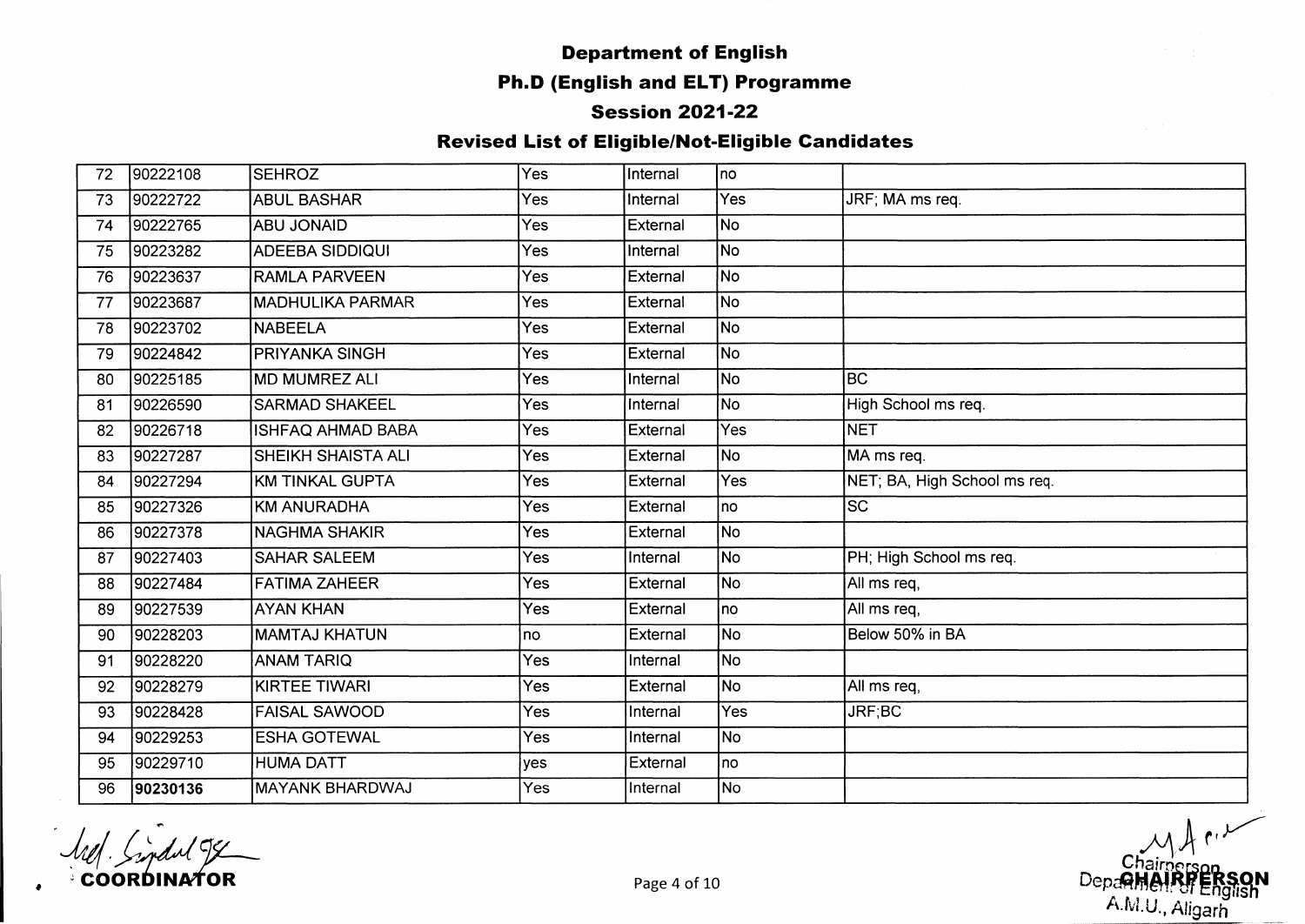# Department of English

## Ph.D (English and ELT) Programme

### Session 2021-22

### Revised List of Eligible/Not-Eligible Candidates

| | | | | | | |
|---|---|---|---|---|---|---|
| 72 | 90222108 | SEHROZ | Yes | Internal | no | |
| 73 | 90222722 | ABUL BASHAR | Yes | Internal | Yes | JRF; MA ms req. |
| 74 | 90222765 | ABU JONAID | Yes | External | No | |
| 75 | 90223282 | ADEEBA SIDDIQUI | Yes | Internal | No | |
| 76 | 90223637 | RAMLA PARVEEN | Yes | External | No | |
| 77 | 90223687 | MADHULIKA PARMAR | Yes | External | No | |
| 78 | 90223702 | NABEELA | Yes | External | No | |
| 79 | 90224842 | PRIYANKA SINGH | Yes | External | No | |
| 80 | 90225185 | MD MUMREZ ALI | Yes | Internal | No | BC |
| 81 | 90226590 | SARMAD SHAKEEL | Yes | Internal | No | High School ms req. |
| 82 | 90226718 | ISHFAQ AHMAD BABA | Yes | External | Yes | NET |
| 83 | 90227287 | SHEIKH SHAISTA ALI | Yes | External | No | MA ms req. |
| 84 | 90227294 | KM TINKAL GUPTA | Yes | External | Yes | NET; BA, High School ms req. |
| 85 | 90227326 | KM ANURADHA | Yes | External | no | SC |
| 86 | 90227378 | NAGHMA SHAKIR | Yes | External | No | |
| 87 | 90227403 | SAHAR SALEEM | Yes | Internal | No | PH; High School ms req. |
| 88 | 90227484 | FATIMA ZAHEER | Yes | External | No | All ms req, |
| 89 | 90227539 | AYAN KHAN | Yes | External | no | All ms req, |
| 90 | 90228203 | MAMTAJ KHATUN | no | External | No | Below 50% in BA |
| 91 | 90228220 | ANAM TARIQ | Yes | Internal | No | |
| 92 | 90228279 | KIRTEE TIWARI | Yes | External | No | All ms req, |
| 93 | 90228428 | FAISAL SAWOOD | Yes | Internal | Yes | JRF;BC |
| 94 | 90229253 | ESHA GOTEWAL | Yes | Internal | No | |
| 95 | 90229710 | HUMA DATT | yes | External | no | |
| 96 | **90230136** | MAYANK BHARDWAJ | Yes | Internal | No | |

COORDINATOR

CHAIRPERSON
Chairperson
Department of English
A.M.U., Aligarh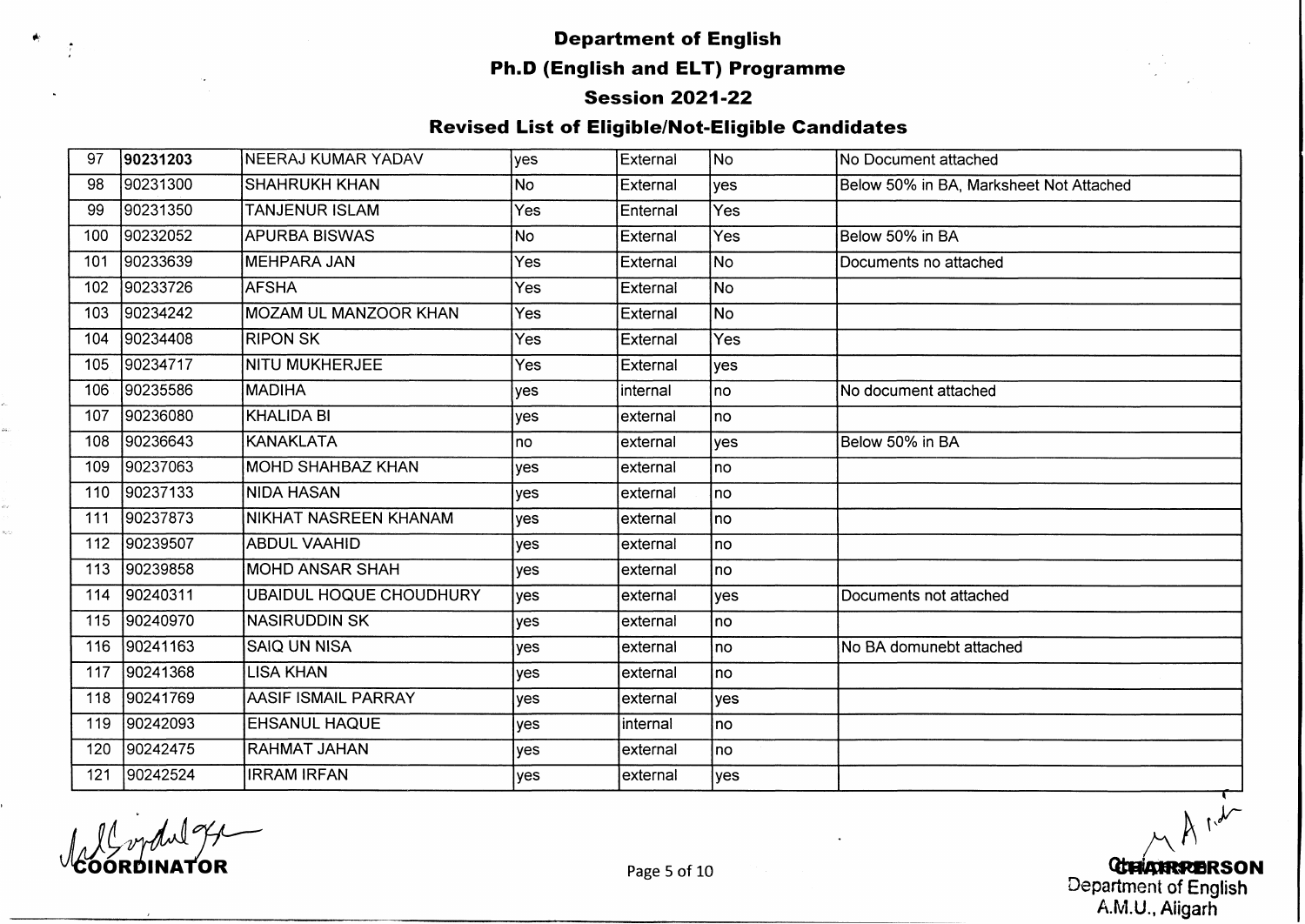# Department of English

## Ph.D (English and ELT) Programme

### Session 2021-22

### Revised List of Eligible/Not-Eligible Candidates

| | | | | | | |
|---|---|---|---|---|---|---|
| 97 | **90231203** | NEERAJ KUMAR YADAV | yes | External | No | No Document attached |
| 98 | 90231300 | SHAHRUKH KHAN | No | External | yes | Below 50% in BA, Marksheet Not Attached |
| 99 | 90231350 | TANJENUR ISLAM | Yes | Enternal | Yes | |
| 100 | 90232052 | APURBA BISWAS | No | External | Yes | Below 50% in BA |
| 101 | 90233639 | MEHPARA JAN | Yes | External | No | Documents no attached |
| 102 | 90233726 | AFSHA | Yes | External | No | |
| 103 | 90234242 | MOZAM UL MANZOOR KHAN | Yes | External | No | |
| 104 | 90234408 | RIPON SK | Yes | External | Yes | |
| 105 | 90234717 | NITU MUKHERJEE | Yes | External | yes | |
| 106 | 90235586 | MADIHA | yes | internal | no | No document attached |
| 107 | 90236080 | KHALIDA BI | yes | external | no | |
| 108 | 90236643 | KANAKLATA | no | external | yes | Below 50% in BA |
| 109 | 90237063 | MOHD SHAHBAZ KHAN | yes | external | no | |
| 110 | 90237133 | NIDA HASAN | yes | external | no | |
| 111 | 90237873 | NIKHAT NASREEN KHANAM | yes | external | no | |
| 112 | 90239507 | ABDUL VAAHID | yes | external | no | |
| 113 | 90239858 | MOHD ANSAR SHAH | yes | external | no | |
| 114 | 90240311 | UBAIDUL HOQUE CHOUDHURY | yes | external | yes | Documents not attached |
| 115 | 90240970 | NASIRUDDIN SK | yes | external | no | |
| 116 | 90241163 | SAIQ UN NISA | yes | external | no | No BA domunebt attached |
| 117 | 90241368 | LISA KHAN | yes | external | no | |
| 118 | 90241769 | AASIF ISMAIL PARRAY | yes | external | yes | |
| 119 | 90242093 | EHSANUL HAQUE | yes | internal | no | |
| 120 | 90242475 | RAHMAT JAHAN | yes | external | no | |
| 121 | 90242524 | IRRAM IRFAN | yes | external | yes | |

COORDINATOR

CHAIRPERSON
Department of English
A.M.U., Aligarh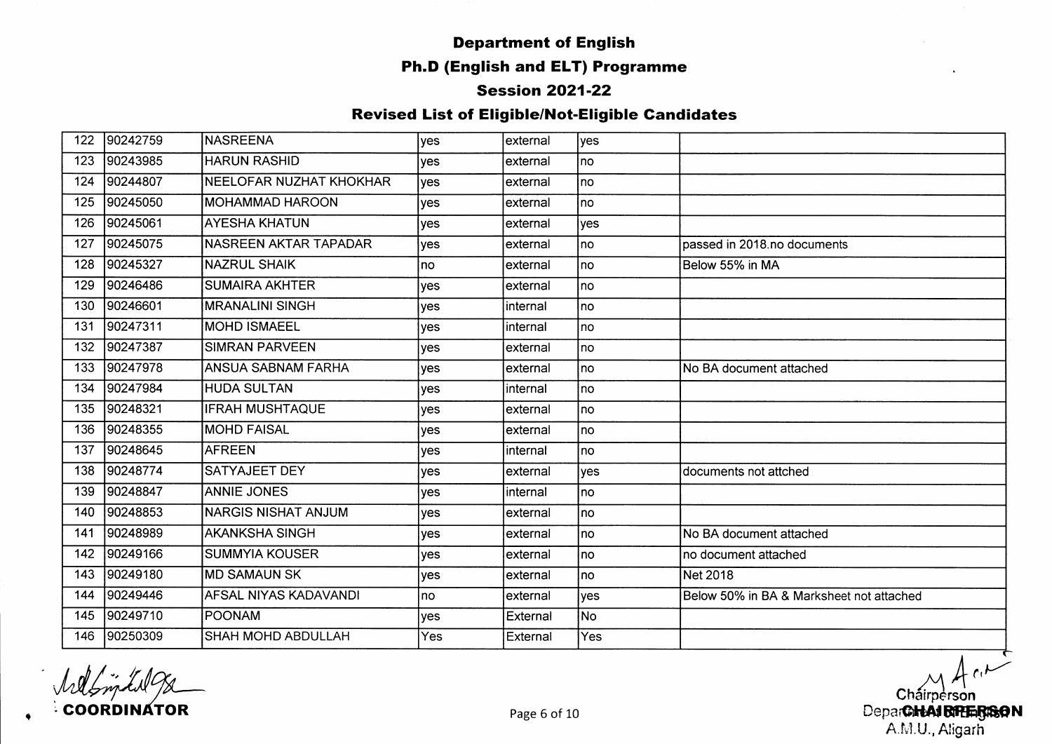# Department of English

## Ph.D (English and ELT) Programme

### Session 2021-22

### Revised List of Eligible/Not-Eligible Candidates

| | | | | | | |
|---|---|---|---|---|---|---|
| 122 | 90242759 | NASREENA | yes | external | yes | |
| 123 | 90243985 | HARUN RASHID | yes | external | no | |
| 124 | 90244807 | NEELOFAR NUZHAT KHOKHAR | yes | external | no | |
| 125 | 90245050 | MOHAMMAD HAROON | yes | external | no | |
| 126 | 90245061 | AYESHA KHATUN | yes | external | yes | |
| 127 | 90245075 | NASREEN AKTAR TAPADAR | yes | external | no | passed in 2018.no documents |
| 128 | 90245327 | NAZRUL SHAIK | no | external | no | Below 55% in MA |
| 129 | 90246486 | SUMAIRA AKHTER | yes | external | no | |
| 130 | 90246601 | MRANALINI SINGH | yes | internal | no | |
| 131 | 90247311 | MOHD ISMAEEL | yes | internal | no | |
| 132 | 90247387 | SIMRAN PARVEEN | yes | external | no | |
| 133 | 90247978 | ANSUA SABNAM FARHA | yes | external | no | No BA document attached |
| 134 | 90247984 | HUDA SULTAN | yes | internal | no | |
| 135 | 90248321 | IFRAH MUSHTAQUE | yes | external | no | |
| 136 | 90248355 | MOHD FAISAL | yes | external | no | |
| 137 | 90248645 | AFREEN | yes | internal | no | |
| 138 | 90248774 | SATYAJEET DEY | yes | external | yes | documents not attched |
| 139 | 90248847 | ANNIE JONES | yes | internal | no | |
| 140 | 90248853 | NARGIS NISHAT ANJUM | yes | external | no | |
| 141 | 90248989 | AKANKSHA SINGH | yes | external | no | No BA document attached |
| 142 | 90249166 | SUMMYIA KOUSER | yes | external | no | no document attached |
| 143 | 90249180 | MD SAMAUN SK | yes | external | no | Net 2018 |
| 144 | 90249446 | AFSAL NIYAS KADAVANDI | no | external | yes | Below 50% in BA & Marksheet not attached |
| 145 | 90249710 | POONAM | yes | External | No | |
| 146 | 90250309 | SHAH MOHD ABDULLAH | Yes | External | Yes | |

COORDINATOR

Chairperson
CHAIRPERSON
Department of English
A.M.U., Aligarh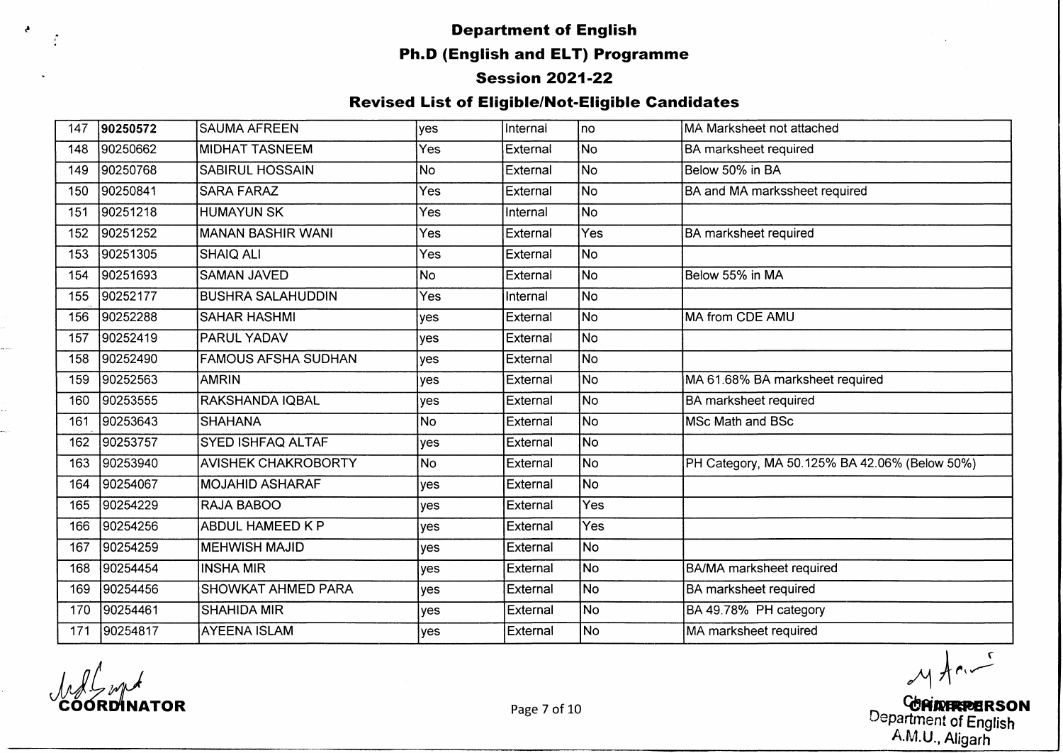# Department of English

## Ph.D (English and ELT) Programme

### Session 2021-22

### Revised List of Eligible/Not-Eligible Candidates

| | | | | | | |
|---|---|---|---|---|---|---|
| 147 | **90250572** | SAUMA AFREEN | yes | Internal | no | MA Marksheet not attached |
| 148 | 90250662 | MIDHAT TASNEEM | Yes | External | No | BA marksheet required |
| 149 | 90250768 | SABIRUL HOSSAIN | No | External | No | Below 50% in BA |
| 150 | 90250841 | SARA FARAZ | Yes | External | No | BA and MA markssheet required |
| 151 | 90251218 | HUMAYUN SK | Yes | Internal | No | |
| 152 | 90251252 | MANAN BASHIR WANI | Yes | External | Yes | BA marksheet required |
| 153 | 90251305 | SHAIQ ALI | Yes | External | No | |
| 154 | 90251693 | SAMAN JAVED | No | External | No | Below 55% in MA |
| 155 | 90252177 | BUSHRA SALAHUDDIN | Yes | Internal | No | |
| 156 | 90252288 | SAHAR HASHMI | yes | External | No | MA from CDE AMU |
| 157 | 90252419 | PARUL YADAV | yes | External | No | |
| 158 | 90252490 | FAMOUS AFSHA SUDHAN | yes | External | No | |
| 159 | 90252563 | AMRIN | yes | External | No | MA 61.68% BA marksheet required |
| 160 | 90253555 | RAKSHANDA IQBAL | yes | External | No | BA marksheet required |
| 161 | 90253643 | SHAHANA | No | External | No | MSc Math and BSc |
| 162 | 90253757 | SYED ISHFAQ ALTAF | yes | External | No | |
| 163 | 90253940 | AVISHEK CHAKROBORTY | No | External | No | PH Category, MA 50.125% BA 42.06% (Below 50%) |
| 164 | 90254067 | MOJAHID ASHARAF | yes | External | No | |
| 165 | 90254229 | RAJA BABOO | yes | External | Yes | |
| 166 | 90254256 | ABDUL HAMEED K P | yes | External | Yes | |
| 167 | 90254259 | MEHWISH MAJID | yes | External | No | |
| 168 | 90254454 | INSHA MIR | yes | External | No | BA/MA marksheet required |
| 169 | 90254456 | SHOWKAT AHMED PARA | yes | External | No | BA marksheet required |
| 170 | 90254461 | SHAHIDA MIR | yes | External | No | BA 49.78% PH category |
| 171 | 90254817 | AYEENA ISLAM | yes | External | No | MA marksheet required |

**COORDINATOR**

**CHAIRPERSON**
Department of English
A.M.U., Aligarh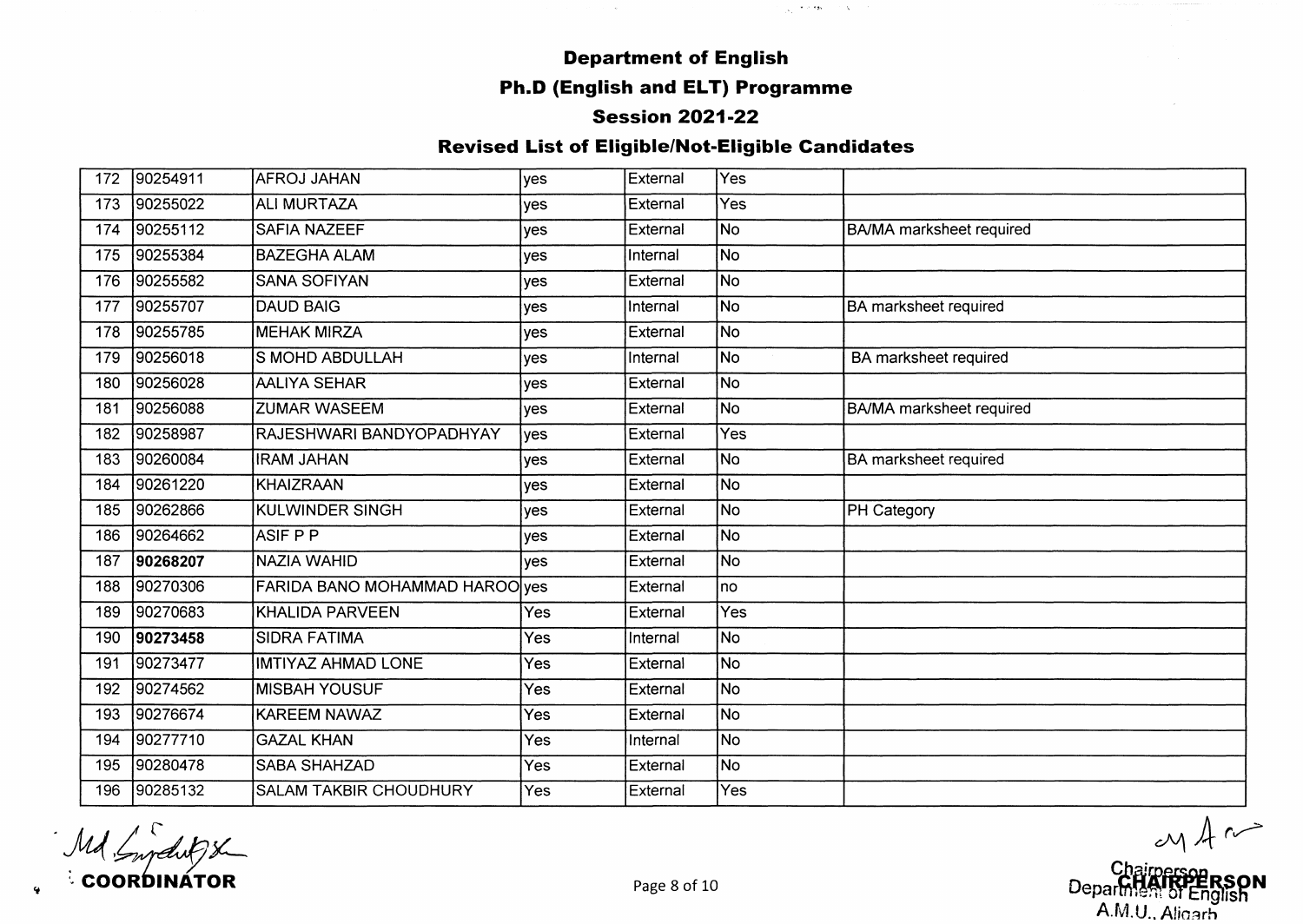# Department of English

## Ph.D (English and ELT) Programme

### Session 2021-22

### Revised List of Eligible/Not-Eligible Candidates

| | | | | | | |
|---|---|---|---|---|---|---|
| 172 | 90254911 | AFROJ JAHAN | yes | External | Yes | |
| 173 | 90255022 | ALI MURTAZA | yes | External | Yes | |
| 174 | 90255112 | SAFIA NAZEEF | yes | External | No | BA/MA marksheet required |
| 175 | 90255384 | BAZEGHA ALAM | yes | Internal | No | |
| 176 | 90255582 | SANA SOFIYAN | yes | External | No | |
| 177 | 90255707 | DAUD BAIG | yes | Internal | No | BA marksheet required |
| 178 | 90255785 | MEHAK MIRZA | yes | External | No | |
| 179 | 90256018 | S MOHD ABDULLAH | yes | Internal | No | BA marksheet required |
| 180 | 90256028 | AALIYA SEHAR | yes | External | No | |
| 181 | 90256088 | ZUMAR WASEEM | yes | External | No | BA/MA marksheet required |
| 182 | 90258987 | RAJESHWARI BANDYOPADHYAY | yes | External | Yes | |
| 183 | 90260084 | IRAM JAHAN | yes | External | No | BA marksheet required |
| 184 | 90261220 | KHAIZRAAN | yes | External | No | |
| 185 | 90262866 | KULWINDER SINGH | yes | External | No | PH Category |
| 186 | 90264662 | ASIF P P | yes | External | No | |
| 187 | **90268207** | NAZIA WAHID | yes | External | No | |
| 188 | 90270306 | FARIDA BANO MOHAMMAD HAROO | yes | External | no | |
| 189 | 90270683 | KHALIDA PARVEEN | Yes | External | Yes | |
| 190 | **90273458** | SIDRA FATIMA | Yes | Internal | No | |
| 191 | 90273477 | IMTIYAZ AHMAD LONE | Yes | External | No | |
| 192 | 90274562 | MISBAH YOUSUF | Yes | External | No | |
| 193 | 90276674 | KAREEM NAWAZ | Yes | External | No | |
| 194 | 90277710 | GAZAL KHAN | Yes | Internal | No | |
| 195 | 90280478 | SABA SHAHZAD | Yes | External | No | |
| 196 | 90285132 | SALAM TAKBIR CHOUDHURY | Yes | External | Yes | |

COORDINATOR

CHAIRPERSON
Chairperson
Department of English
A.M.U., Aligarh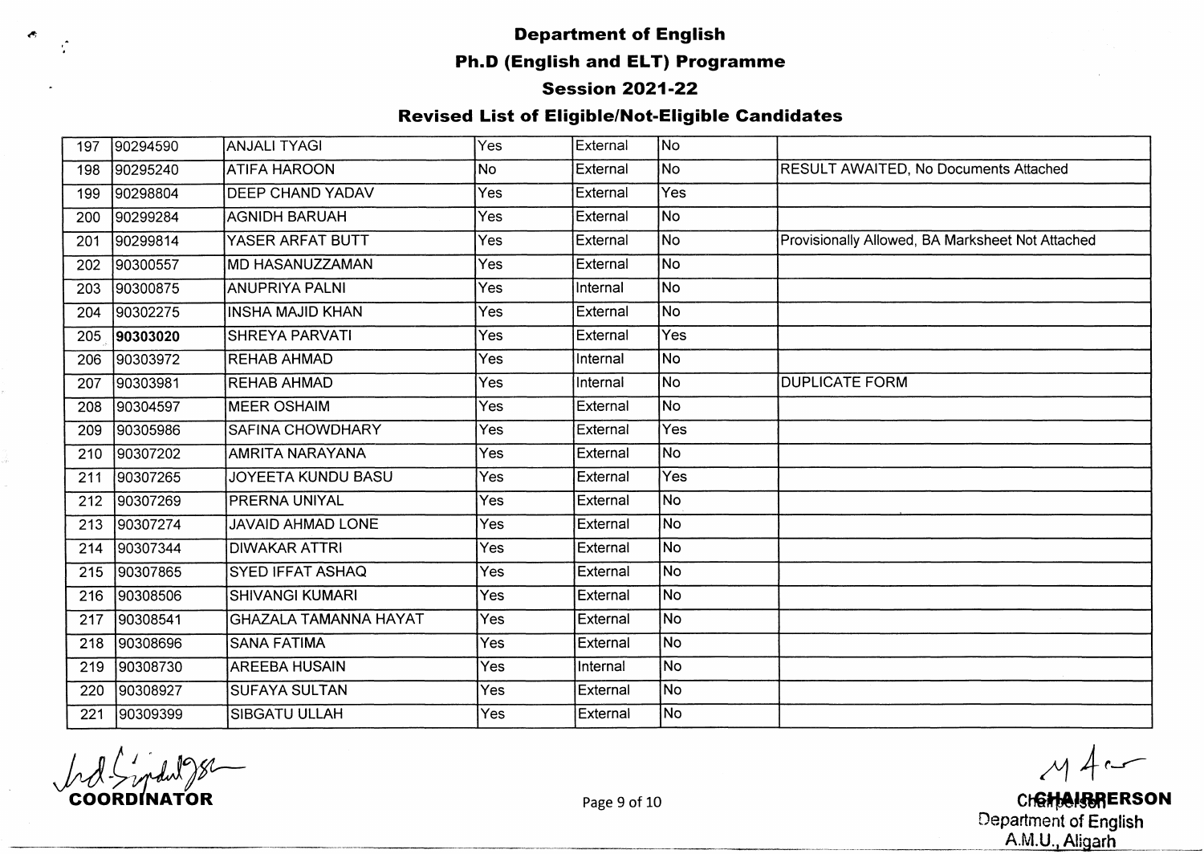# Department of English

## Ph.D (English and ELT) Programme

### Session 2021-22

### Revised List of Eligible/Not-Eligible Candidates

| | | | | | | |
|---|---|---|---|---|---|---|
| 197 | 90294590 | ANJALI TYAGI | Yes | External | No | |
| 198 | 90295240 | ATIFA HAROON | No | External | No | RESULT AWAITED, No Documents Attached |
| 199 | 90298804 | DEEP CHAND YADAV | Yes | External | Yes | |
| 200 | 90299284 | AGNIDH BARUAH | Yes | External | No | |
| 201 | 90299814 | YASER ARFAT BUTT | Yes | External | No | Provisionally Allowed, BA Marksheet Not Attached |
| 202 | 90300557 | MD HASANUZZAMAN | Yes | External | No | |
| 203 | 90300875 | ANUPRIYA PALNI | Yes | Internal | No | |
| 204 | 90302275 | INSHA MAJID KHAN | Yes | External | No | |
| 205 | **90303020** | SHREYA PARVATI | Yes | External | Yes | |
| 206 | 90303972 | REHAB AHMAD | Yes | Internal | No | |
| 207 | 90303981 | REHAB AHMAD | Yes | Internal | No | DUPLICATE FORM |
| 208 | 90304597 | MEER OSHAIM | Yes | External | No | |
| 209 | 90305986 | SAFINA CHOWDHARY | Yes | External | Yes | |
| 210 | 90307202 | AMRITA NARAYANA | Yes | External | No | |
| 211 | 90307265 | JOYEETA KUNDU BASU | Yes | External | Yes | |
| 212 | 90307269 | PRERNA UNIYAL | Yes | External | No | |
| 213 | 90307274 | JAVAID AHMAD LONE | Yes | External | No | |
| 214 | 90307344 | DIWAKAR ATTRI | Yes | External | No | |
| 215 | 90307865 | SYED IFFAT ASHAQ | Yes | External | No | |
| 216 | 90308506 | SHIVANGI KUMARI | Yes | External | No | |
| 217 | 90308541 | GHAZALA TAMANNA HAYAT | Yes | External | No | |
| 218 | 90308696 | SANA FATIMA | Yes | External | No | |
| 219 | 90308730 | AREEBA HUSAIN | Yes | Internal | No | |
| 220 | 90308927 | SUFAYA SULTAN | Yes | External | No | |
| 221 | 90309399 | SIBGATU ULLAH | Yes | External | No | |

**COORDINATOR**

**CHAIRPERSON**
Department of English
A.M.U., Aligarh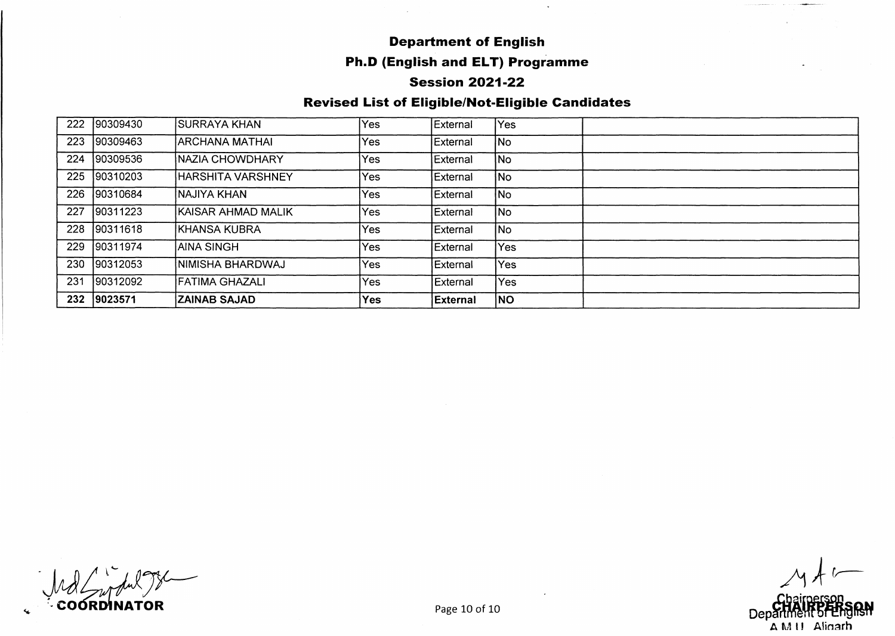## Department of English

## Ph.D (English and ELT) Programme

## Session 2021-22

## Revised List of Eligible/Not-Eligible Candidates

| | | | | | | |
|---|---|---|---|---|---|---|
| 222 | 90309430 | SURRAYA KHAN | Yes | External | Yes | |
| 223 | 90309463 | ARCHANA MATHAI | Yes | External | No | |
| 224 | 90309536 | NAZIA CHOWDHARY | Yes | External | No | |
| 225 | 90310203 | HARSHITA VARSHNEY | Yes | External | No | |
| 226 | 90310684 | NAJIYA KHAN | Yes | External | No | |
| 227 | 90311223 | KAISAR AHMAD MALIK | Yes | External | No | |
| 228 | 90311618 | KHANSA KUBRA | Yes | External | No | |
| 229 | 90311974 | AINA SINGH | Yes | External | Yes | |
| 230 | 90312053 | NIMISHA BHARDWAJ | Yes | External | Yes | |
| 231 | 90312092 | FATIMA GHAZALI | Yes | External | Yes | |
| **232** | **9023571** | **ZAINAB SAJAD** | **Yes** | **External** | **NO** | |

COORDINATOR

Chairperson
CHAIRPERSON
Department of English
A.M.U. Aligarh